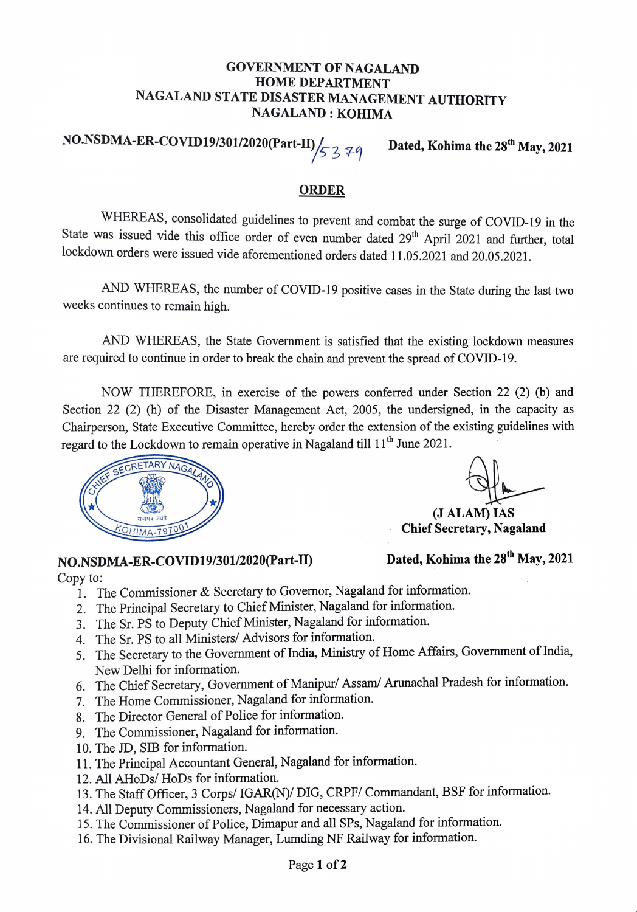**GOVERNMENT OF NAGALAND**
**HOME DEPARTMENT**
**NAGALAND STATE DISASTER MANAGEMENT AUTHORITY**
**NAGALAND : KOHIMA**

**NO.NSDMA-ER-COVID19/301/2020(Part-II)/**5379 **Dated, Kohima the 28th May, 2021**

## ORDER

WHEREAS, consolidated guidelines to prevent and combat the surge of COVID-19 in the State was issued vide this office order of even number dated 29th April 2021 and further, total lockdown orders were issued vide aforementioned orders dated 11.05.2021 and 20.05.2021.

AND WHEREAS, the number of COVID-19 positive cases in the State during the last two weeks continues to remain high.

AND WHEREAS, the State Government is satisfied that the existing lockdown measures are required to continue in order to break the chain and prevent the spread of COVID-19.

NOW THEREFORE, in exercise of the powers conferred under Section 22 (2) (b) and Section 22 (2) (h) of the Disaster Management Act, 2005, the undersigned, in the capacity as Chairperson, State Executive Committee, hereby order the extension of the existing guidelines with regard to the Lockdown to remain operative in Nagaland till 11th June 2021.

CHIEF SECRETARY NAGALAND
KOHIMA-797001

**(J ALAM) IAS**
**Chief Secretary, Nagaland**

**NO.NSDMA-ER-COVID19/301/2020(Part-II)** **Dated, Kohima the 28th May, 2021**

Copy to:

1. The Commissioner & Secretary to Governor, Nagaland for information.
2. The Principal Secretary to Chief Minister, Nagaland for information.
3. The Sr. PS to Deputy Chief Minister, Nagaland for information.
4. The Sr. PS to all Ministers/ Advisors for information.
5. The Secretary to the Government of India, Ministry of Home Affairs, Government of India, New Delhi for information.
6. The Chief Secretary, Government of Manipur/ Assam/ Arunachal Pradesh for information.
7. The Home Commissioner, Nagaland for information.
8. The Director General of Police for information.
9. The Commissioner, Nagaland for information.
10. The JD, SIB for information.
11. The Principal Accountant General, Nagaland for information.
12. All AHoDs/ HoDs for information.
13. The Staff Officer, 3 Corps/ IGAR(N)/ DIG, CRPF/ Commandant, BSF for information.
14. All Deputy Commissioners, Nagaland for necessary action.
15. The Commissioner of Police, Dimapur and all SPs, Nagaland for information.
16. The Divisional Railway Manager, Lumding NF Railway for information.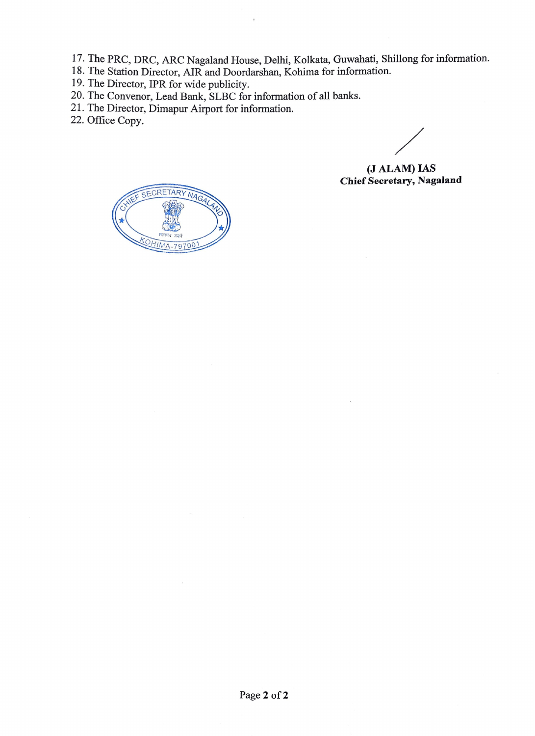17. The PRC, DRC, ARC Nagaland House, Delhi, Kolkata, Guwahati, Shillong for information.
18. The Station Director, AIR and Doordarshan, Kohima for information.
19. The Director, IPR for wide publicity.
20. The Convenor, Lead Bank, SLBC for information of all banks.
21. The Director, Dimapur Airport for information.
22. Office Copy.

**(J ALAM) IAS**
**Chief Secretary, Nagaland**

CHIEF SECRETARY NAGALAND
सत्यमेव जयते
KOHIMA-797001